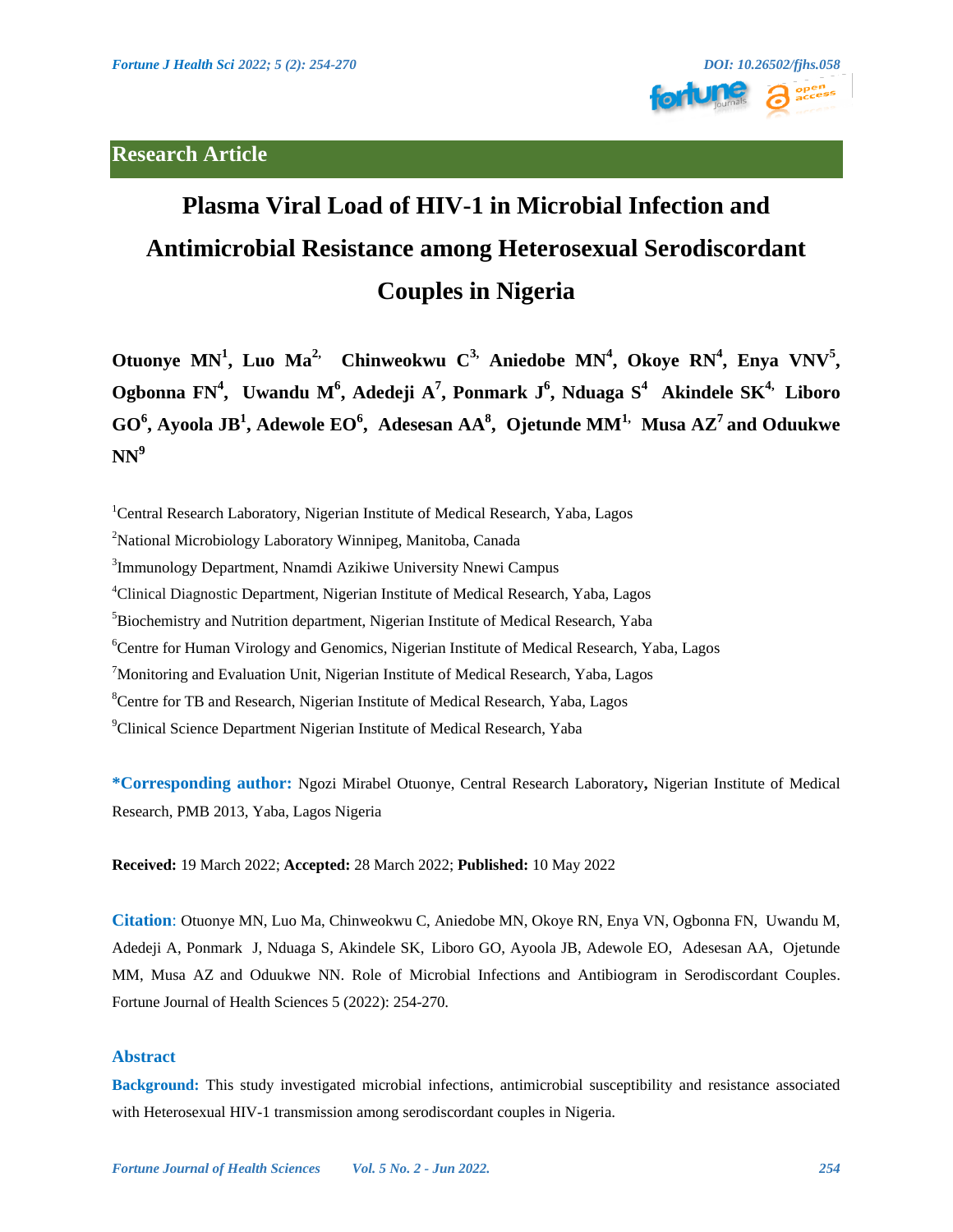Research Article

# Plasma Viral Load of HIV-1 in Microbial Infection and Antimicrobial Resistance among Heterosexual Serodiscordant Couples in Nigeria

**Otuonye MN[1], Luo Ma[2], Chinweokwu C[3], Aniedobe MN[4], Okoye RN[4], Enya VNV[5], Ogbonna FN[4], Uwandu M[6], Adedeji A[7], Ponmark J[6], Nduaga S[4] Akindele SK[4], Liboro GO[6], Ayoola JB[1], Adewole EO[6], Adesesan AA[8], Ojetunde MM[1], Musa AZ[7] and Oduukwe NN[9]**

[1]Central Research Laboratory, Nigerian Institute of Medical Research, Yaba, Lagos

[2]National Microbiology Laboratory Winnipeg, Manitoba, Canada

[3]Immunology Department, Nnamdi Azikiwe University Nnewi Campus

[4]Clinical Diagnostic Department, Nigerian Institute of Medical Research, Yaba, Lagos

[5]Biochemistry and Nutrition department, Nigerian Institute of Medical Research, Yaba

[6]Centre for Human Virology and Genomics, Nigerian Institute of Medical Research, Yaba, Lagos

[7]Monitoring and Evaluation Unit, Nigerian Institute of Medical Research, Yaba, Lagos

[8]Centre for TB and Research, Nigerian Institute of Medical Research, Yaba, Lagos

[9]Clinical Science Department Nigerian Institute of Medical Research, Yaba

**\*Corresponding author:** Ngozi Mirabel Otuonye, Central Research Laboratory**,** Nigerian Institute of Medical Research, PMB 2013, Yaba, Lagos Nigeria

**Received:** 19 March 2022; **Accepted:** 28 March 2022; **Published:** 10 May 2022

**Citation**: Otuonye MN, Luo Ma, Chinweokwu C, Aniedobe MN, Okoye RN, Enya VN, Ogbonna FN, Uwandu M, Adedeji A, Ponmark J, Nduaga S, Akindele SK, Liboro GO, Ayoola JB, Adewole EO, Adesesan AA, Ojetunde MM, Musa AZ and Oduukwe NN. Role of Microbial Infections and Antibiogram in Serodiscordant Couples. Fortune Journal of Health Sciences 5 (2022): 254-270.

## Abstract

**Background:** This study investigated microbial infections, antimicrobial susceptibility and resistance associated with Heterosexual HIV-1 transmission among serodiscordant couples in Nigeria.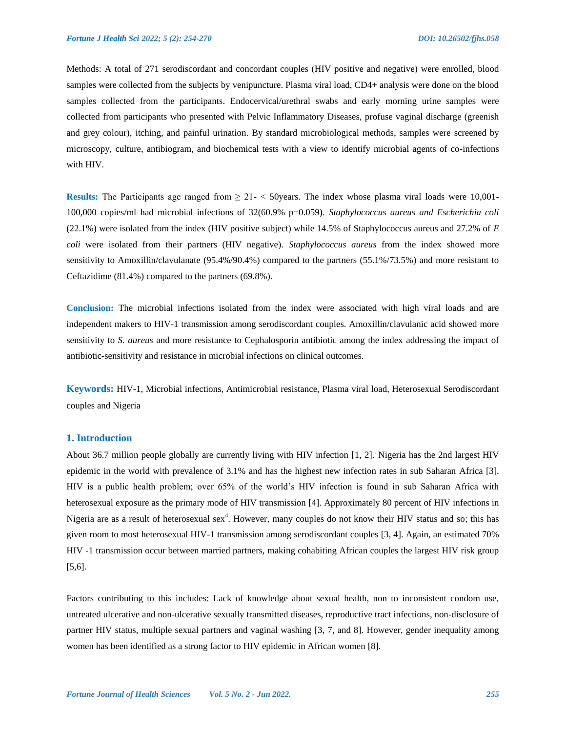Methods: A total of 271 serodiscordant and concordant couples (HIV positive and negative) were enrolled, blood samples were collected from the subjects by venipuncture. Plasma viral load, CD4+ analysis were done on the blood samples collected from the participants. Endocervical/urethral swabs and early morning urine samples were collected from participants who presented with Pelvic Inflammatory Diseases, profuse vaginal discharge (greenish and grey colour), itching, and painful urination. By standard microbiological methods, samples were screened by microscopy, culture, antibiogram, and biochemical tests with a view to identify microbial agents of co-infections with HIV.

**Results:** The Participants age ranged from ≥ 21- < 50years. The index whose plasma viral loads were 10,001-100,000 copies/ml had microbial infections of 32(60.9% p=0.059). *Staphylococcus aureus and Escherichia coli* (22.1%) were isolated from the index (HIV positive subject) while 14.5% of Staphylococcus aureus and 27.2% of *E coli* were isolated from their partners (HIV negative). *Staphylococcus aureus* from the index showed more sensitivity to Amoxillin/clavulanate (95.4%/90.4%) compared to the partners (55.1%/73.5%) and more resistant to Ceftazidime (81.4%) compared to the partners (69.8%).

**Conclusion:** The microbial infections isolated from the index were associated with high viral loads and are independent makers to HIV-1 transmission among serodiscordant couples. Amoxillin/clavulanic acid showed more sensitivity to *S. aureus* and more resistance to Cephalosporin antibiotic among the index addressing the impact of antibiotic-sensitivity and resistance in microbial infections on clinical outcomes.

**Keywords:** HIV-1, Microbial infections, Antimicrobial resistance, Plasma viral load, Heterosexual Serodiscordant couples and Nigeria

## 1. Introduction

About 36.7 million people globally are currently living with HIV infection [1, 2]. Nigeria has the 2nd largest HIV epidemic in the world with prevalence of 3.1% and has the highest new infection rates in sub Saharan Africa [3]. HIV is a public health problem; over 65% of the world's HIV infection is found in sub Saharan Africa with heterosexual exposure as the primary mode of HIV transmission [4]. Approximately 80 percent of HIV infections in Nigeria are as a result of heterosexual sex[4]. However, many couples do not know their HIV status and so; this has given room to most heterosexual HIV-1 transmission among serodiscordant couples [3, 4]. Again, an estimated 70% HIV -1 transmission occur between married partners, making cohabiting African couples the largest HIV risk group [5,6].

Factors contributing to this includes: Lack of knowledge about sexual health, non to inconsistent condom use, untreated ulcerative and non-ulcerative sexually transmitted diseases, reproductive tract infections, non-disclosure of partner HIV status, multiple sexual partners and vaginal washing [3, 7, and 8]. However, gender inequality among women has been identified as a strong factor to HIV epidemic in African women [8].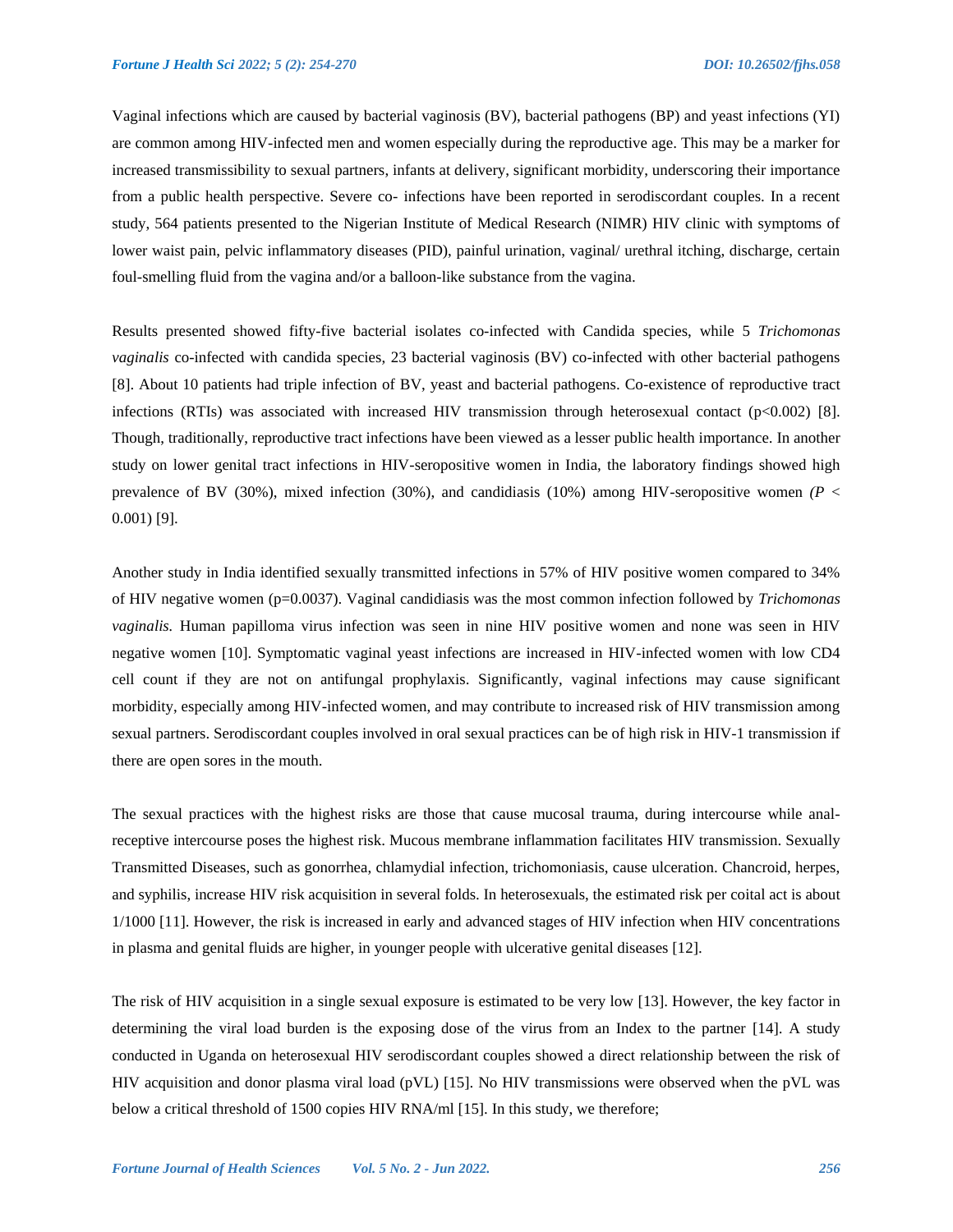Vaginal infections which are caused by bacterial vaginosis (BV), bacterial pathogens (BP) and yeast infections (YI) are common among HIV-infected men and women especially during the reproductive age. This may be a marker for increased transmissibility to sexual partners, infants at delivery, significant morbidity, underscoring their importance from a public health perspective. Severe co- infections have been reported in serodiscordant couples. In a recent study, 564 patients presented to the Nigerian Institute of Medical Research (NIMR) HIV clinic with symptoms of lower waist pain, pelvic inflammatory diseases (PID), painful urination, vaginal/ urethral itching, discharge, certain foul-smelling fluid from the vagina and/or a balloon-like substance from the vagina.

Results presented showed fifty-five bacterial isolates co-infected with Candida species, while 5 *Trichomonas vaginalis* co-infected with candida species, 23 bacterial vaginosis (BV) co-infected with other bacterial pathogens [8]. About 10 patients had triple infection of BV, yeast and bacterial pathogens. Co-existence of reproductive tract infections (RTIs) was associated with increased HIV transmission through heterosexual contact ($p<0.002$) [8]. Though, traditionally, reproductive tract infections have been viewed as a lesser public health importance. In another study on lower genital tract infections in HIV-seropositive women in India, the laboratory findings showed high prevalence of BV (30%), mixed infection (30%), and candidiasis (10%) among HIV-seropositive women ($P < 0.001$) [9].

Another study in India identified sexually transmitted infections in 57% of HIV positive women compared to 34% of HIV negative women ($p=0.0037$). Vaginal candidiasis was the most common infection followed by *Trichomonas vaginalis.* Human papilloma virus infection was seen in nine HIV positive women and none was seen in HIV negative women [10]. Symptomatic vaginal yeast infections are increased in HIV-infected women with low CD4 cell count if they are not on antifungal prophylaxis. Significantly, vaginal infections may cause significant morbidity, especially among HIV-infected women, and may contribute to increased risk of HIV transmission among sexual partners. Serodiscordant couples involved in oral sexual practices can be of high risk in HIV-1 transmission if there are open sores in the mouth.

The sexual practices with the highest risks are those that cause mucosal trauma, during intercourse while anal-receptive intercourse poses the highest risk. Mucous membrane inflammation facilitates HIV transmission. Sexually Transmitted Diseases, such as gonorrhea, chlamydial infection, trichomoniasis, cause ulceration. Chancroid, herpes, and syphilis, increase HIV risk acquisition in several folds. In heterosexuals, the estimated risk per coital act is about 1/1000 [11]. However, the risk is increased in early and advanced stages of HIV infection when HIV concentrations in plasma and genital fluids are higher, in younger people with ulcerative genital diseases [12].

The risk of HIV acquisition in a single sexual exposure is estimated to be very low [13]. However, the key factor in determining the viral load burden is the exposing dose of the virus from an Index to the partner [14]. A study conducted in Uganda on heterosexual HIV serodiscordant couples showed a direct relationship between the risk of HIV acquisition and donor plasma viral load (pVL) [15]. No HIV transmissions were observed when the pVL was below a critical threshold of 1500 copies HIV RNA/ml [15]. In this study, we therefore;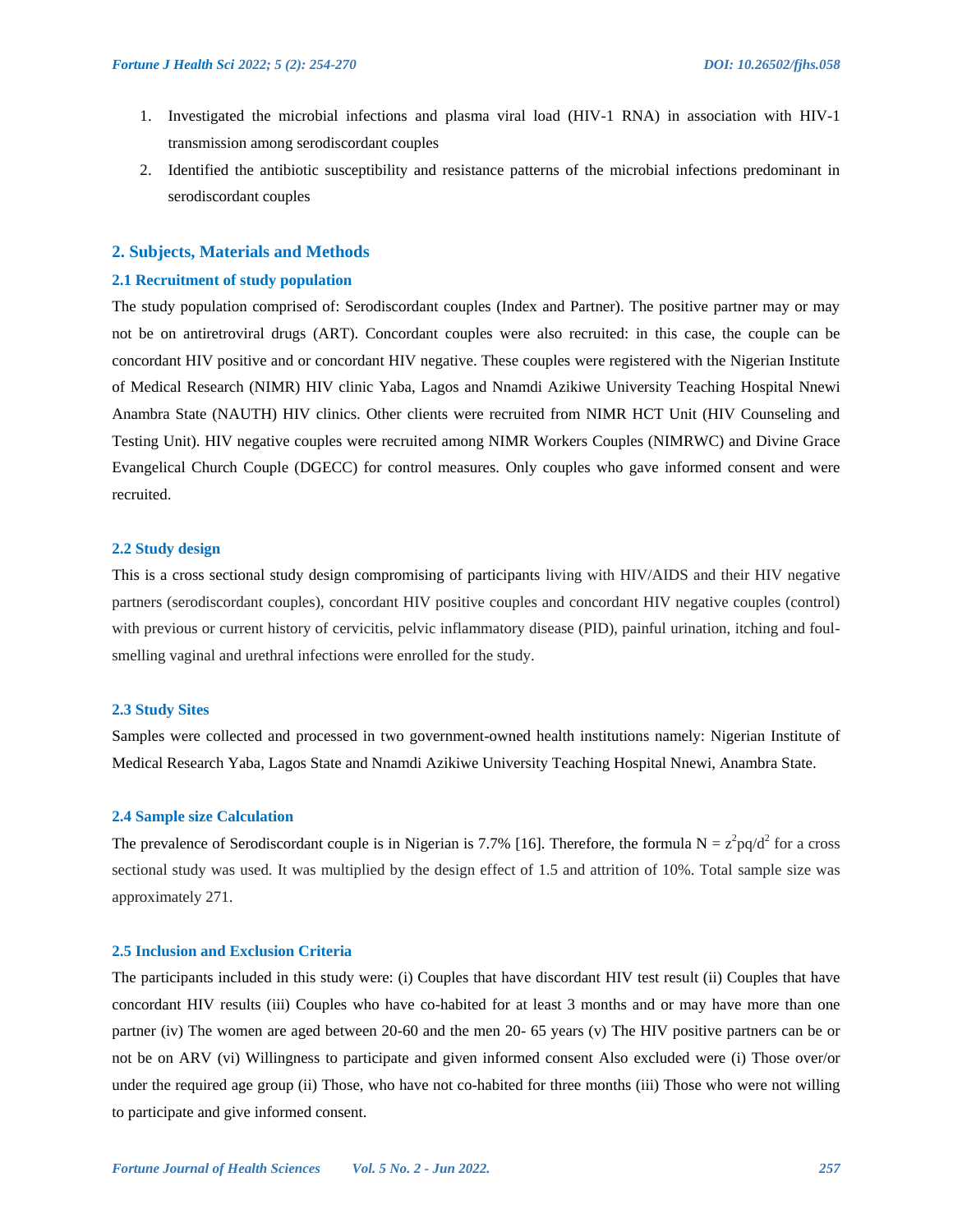1. Investigated the microbial infections and plasma viral load (HIV-1 RNA) in association with HIV-1 transmission among serodiscordant couples
2. Identified the antibiotic susceptibility and resistance patterns of the microbial infections predominant in serodiscordant couples

## 2. Subjects, Materials and Methods

### 2.1 Recruitment of study population

The study population comprised of: Serodiscordant couples (Index and Partner). The positive partner may or may not be on antiretroviral drugs (ART). Concordant couples were also recruited: in this case, the couple can be concordant HIV positive and or concordant HIV negative. These couples were registered with the Nigerian Institute of Medical Research (NIMR) HIV clinic Yaba, Lagos and Nnamdi Azikiwe University Teaching Hospital Nnewi Anambra State (NAUTH) HIV clinics. Other clients were recruited from NIMR HCT Unit (HIV Counseling and Testing Unit). HIV negative couples were recruited among NIMR Workers Couples (NIMRWC) and Divine Grace Evangelical Church Couple (DGECC) for control measures. Only couples who gave informed consent and were recruited.

### 2.2 Study design

This is a cross sectional study design compromising of participants living with HIV/AIDS and their HIV negative partners (serodiscordant couples), concordant HIV positive couples and concordant HIV negative couples (control) with previous or current history of cervicitis, pelvic inflammatory disease (PID), painful urination, itching and foul-smelling vaginal and urethral infections were enrolled for the study.

### 2.3 Study Sites

Samples were collected and processed in two government-owned health institutions namely: Nigerian Institute of Medical Research Yaba, Lagos State and Nnamdi Azikiwe University Teaching Hospital Nnewi, Anambra State.

### 2.4 Sample size Calculation

The prevalence of Serodiscordant couple is in Nigerian is 7.7% [16]. Therefore, the formula $N = z^2pq/d^2$ for a cross sectional study was used. It was multiplied by the design effect of 1.5 and attrition of 10%. Total sample size was approximately 271.

### 2.5 Inclusion and Exclusion Criteria

The participants included in this study were: (i) Couples that have discordant HIV test result (ii) Couples that have concordant HIV results (iii) Couples who have co-habited for at least 3 months and or may have more than one partner (iv) The women are aged between 20-60 and the men 20- 65 years (v) The HIV positive partners can be or not be on ARV (vi) Willingness to participate and given informed consent Also excluded were (i) Those over/or under the required age group (ii) Those, who have not co-habited for three months (iii) Those who were not willing to participate and give informed consent.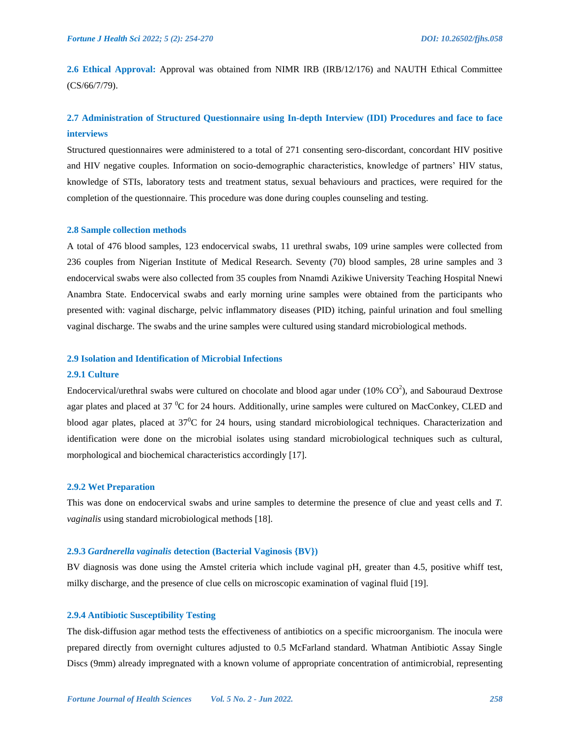**2.6 Ethical Approval:** Approval was obtained from NIMR IRB (IRB/12/176) and NAUTH Ethical Committee (CS/66/7/79).

## 2.7 Administration of Structured Questionnaire using In-depth Interview (IDI) Procedures and face to face interviews

Structured questionnaires were administered to a total of 271 consenting sero-discordant, concordant HIV positive and HIV negative couples. Information on socio-demographic characteristics, knowledge of partners' HIV status, knowledge of STIs, laboratory tests and treatment status, sexual behaviours and practices, were required for the completion of the questionnaire. This procedure was done during couples counseling and testing.

### 2.8 Sample collection methods

A total of 476 blood samples, 123 endocervical swabs, 11 urethral swabs, 109 urine samples were collected from 236 couples from Nigerian Institute of Medical Research. Seventy (70) blood samples, 28 urine samples and 3 endocervical swabs were also collected from 35 couples from Nnamdi Azikiwe University Teaching Hospital Nnewi Anambra State. Endocervical swabs and early morning urine samples were obtained from the participants who presented with: vaginal discharge, pelvic inflammatory diseases (PID) itching, painful urination and foul smelling vaginal discharge. The swabs and the urine samples were cultured using standard microbiological methods.

### 2.9 Isolation and Identification of Microbial Infections

#### 2.9.1 Culture

Endocervical/urethral swabs were cultured on chocolate and blood agar under (10% $CO^2$), and Sabouraud Dextrose agar plates and placed at 37 $^0$C for 24 hours. Additionally, urine samples were cultured on MacConkey, CLED and blood agar plates, placed at 37$^0$C for 24 hours, using standard microbiological techniques. Characterization and identification were done on the microbial isolates using standard microbiological techniques such as cultural, morphological and biochemical characteristics accordingly [17].

#### 2.9.2 Wet Preparation

This was done on endocervical swabs and urine samples to determine the presence of clue and yeast cells and *T. vaginalis* using standard microbiological methods [18].

#### 2.9.3 *Gardnerella vaginalis* detection (Bacterial Vaginosis {BV})

BV diagnosis was done using the Amstel criteria which include vaginal pH, greater than 4.5, positive whiff test, milky discharge, and the presence of clue cells on microscopic examination of vaginal fluid [19].

#### 2.9.4 Antibiotic Susceptibility Testing

The disk-diffusion agar method tests the effectiveness of antibiotics on a specific microorganism. The inocula were prepared directly from overnight cultures adjusted to 0.5 McFarland standard. Whatman Antibiotic Assay Single Discs (9mm) already impregnated with a known volume of appropriate concentration of antimicrobial, representing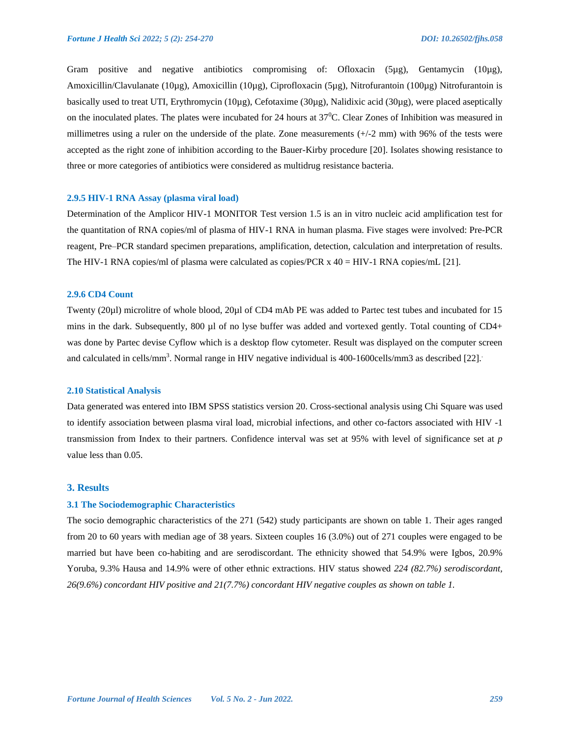Gram positive and negative antibiotics compromising of: Ofloxacin (5µg), Gentamycin (10µg), Amoxicillin/Clavulanate (10µg), Amoxicillin (10µg), Ciprofloxacin (5µg), Nitrofurantoin (100µg) Nitrofurantoin is basically used to treat UTI, Erythromycin (10µg), Cefotaxime (30µg), Nalidixic acid (30µg), were placed aseptically on the inoculated plates. The plates were incubated for 24 hours at $37^0$C. Clear Zones of Inhibition was measured in millimetres using a ruler on the underside of the plate. Zone measurements (+/-2 mm) with 96% of the tests were accepted as the right zone of inhibition according to the Bauer-Kirby procedure [20]. Isolates showing resistance to three or more categories of antibiotics were considered as multidrug resistance bacteria.

### 2.9.5 HIV-1 RNA Assay (plasma viral load)

Determination of the Amplicor HIV-1 MONITOR Test version 1.5 is an in vitro nucleic acid amplification test for the quantitation of RNA copies/ml of plasma of HIV-1 RNA in human plasma. Five stages were involved: Pre-PCR reagent, Pre–PCR standard specimen preparations, amplification, detection, calculation and interpretation of results. The HIV-1 RNA copies/ml of plasma were calculated as copies/PCR x 40 = HIV-1 RNA copies/mL [21].

### 2.9.6 CD4 Count

Twenty (20µl) microlitre of whole blood, 20µl of CD4 mAb PE was added to Partec test tubes and incubated for 15 mins in the dark. Subsequently, 800 µl of no lyse buffer was added and vortexed gently. Total counting of CD4+ was done by Partec devise Cyflow which is a desktop flow cytometer. Result was displayed on the computer screen and calculated in cells/$mm^3$. Normal range in HIV negative individual is 400-1600cells/mm3 as described [22].

### 2.10 Statistical Analysis

Data generated was entered into IBM SPSS statistics version 20. Cross-sectional analysis using Chi Square was used to identify association between plasma viral load, microbial infections, and other co-factors associated with HIV -1 transmission from Index to their partners. Confidence interval was set at 95% with level of significance set at *p* value less than 0.05.

## 3. Results

### 3.1 The Sociodemographic Characteristics

The socio demographic characteristics of the 271 (542) study participants are shown on table 1. Their ages ranged from 20 to 60 years with median age of 38 years. Sixteen couples 16 (3.0%) out of 271 couples were engaged to be married but have been co-habiting and are serodiscordant. The ethnicity showed that 54.9% were Igbos, 20.9% Yoruba, 9.3% Hausa and 14.9% were of other ethnic extractions. HIV status showed *224 (82.7%) serodiscordant, 26(9.6%) concordant HIV positive and 21(7.7%) concordant HIV negative couples as shown on table 1.*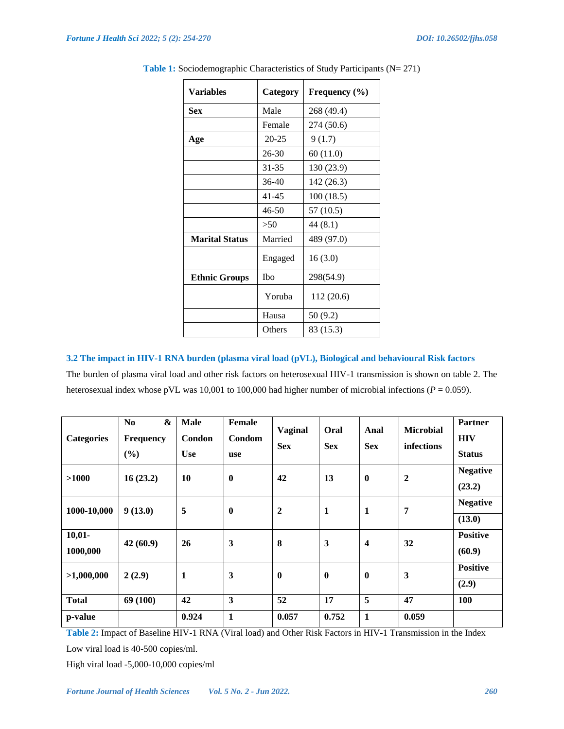**Table 1:** Sociodemographic Characteristics of Study Participants (N= 271)

| Variables | Category | Frequency (%) |
|---|---|---|
| **Sex** | Male | 268 (49.4) |
| | Female | 274 (50.6) |
| **Age** | 20-25 | 9 (1.7) |
| | 26-30 | 60 (11.0) |
| | 31-35 | 130 (23.9) |
| | 36-40 | 142 (26.3) |
| | 41-45 | 100 (18.5) |
| | 46-50 | 57 (10.5) |
| | >50 | 44 (8.1) |
| **Marital Status** | Married | 489 (97.0) |
| | Engaged | 16 (3.0) |
| **Ethnic Groups** | Ibo | 298(54.9) |
| | Yoruba | 112 (20.6) |
| | Hausa | 50 (9.2) |
| | Others | 83 (15.3) |

### 3.2 The impact in HIV-1 RNA burden (plasma viral load (pVL), Biological and behavioural Risk factors

The burden of plasma viral load and other risk factors on heterosexual HIV-1 transmission is shown on table 2. The heterosexual index whose pVL was 10,001 to 100,000 had higher number of microbial infections (*P* = 0.059).

| Categories | No & Frequency (%) | Male Condon Use | Female Condom use | Vaginal Sex | Oral Sex | Anal Sex | Microbial infections | Partner HIV Status |
|---|---|---|---|---|---|---|---|---|
| **>1000** | **16 (23.2)** | **10** | **0** | **42** | **13** | **0** | **2** | **Negative (23.2)** |
| **1000-10,000** | **9 (13.0)** | **5** | **0** | **2** | **1** | **1** | **7** | **Negative (13.0)** |
| **10,01-1000,000** | **42 (60.9)** | **26** | **3** | **8** | **3** | **4** | **32** | **Positive (60.9)** |
| **>1,000,000** | **2 (2.9)** | **1** | **3** | **0** | **0** | **0** | **3** | **Positive (2.9)** |
| **Total** | **69 (100)** | **42** | **3** | **52** | **17** | **5** | **47** | **100** |
| **p-value** | | **0.924** | **1** | **0.057** | **0.752** | **1** | **0.059** | |

**Table 2:** Impact of Baseline HIV-1 RNA (Viral load) and Other Risk Factors in HIV-1 Transmission in the Index

Low viral load is 40-500 copies/ml.

High viral load -5,000-10,000 copies/ml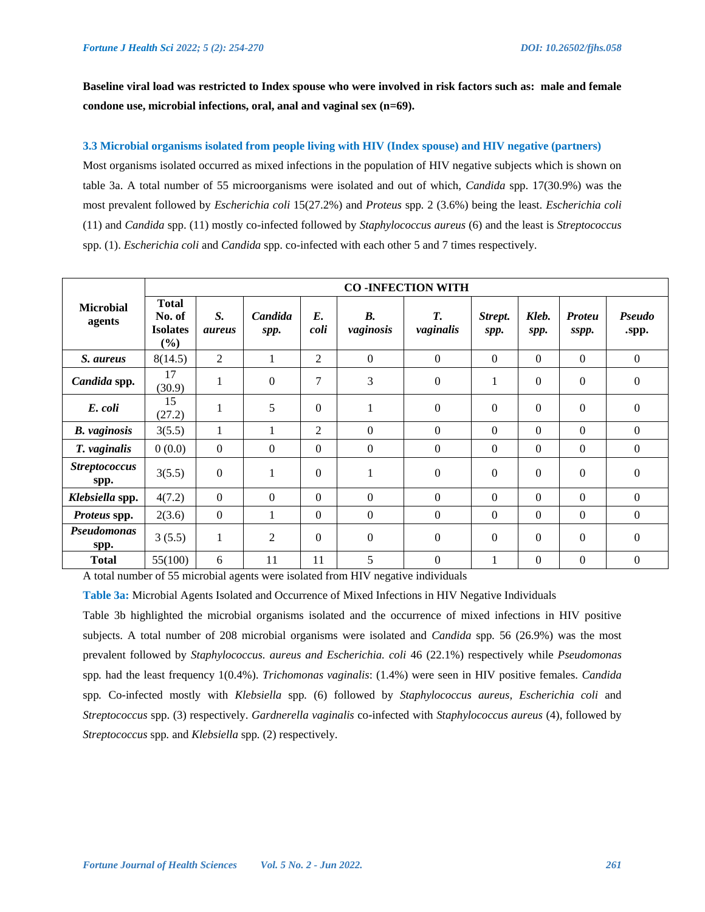**Baseline viral load was restricted to Index spouse who were involved in risk factors such as: male and female condone use, microbial infections, oral, anal and vaginal sex (n=69).**

### 3.3 Microbial organisms isolated from people living with HIV (Index spouse) and HIV negative (partners)

Most organisms isolated occurred as mixed infections in the population of HIV negative subjects which is shown on table 3a. A total number of 55 microorganisms were isolated and out of which, *Candida* spp. 17(30.9%) was the most prevalent followed by *Escherichia coli* 15(27.2%) and *Proteus* spp. 2 (3.6%) being the least. *Escherichia coli* (11) and *Candida* spp. (11) mostly co-infected followed by *Staphylococcus aureus* (6) and the least is *Streptococcus* spp. (1). *Escherichia coli* and *Candida* spp. co-infected with each other 5 and 7 times respectively.

| Microbial agents | Total No. of Isolates (%) | CO -INFECTION WITH | | | | | | | | |
|---|---|---|---|---|---|---|---|---|---|---|
| | | *S. aureus* | *Candida spp.* | *E. coli* | *B. vaginosis* | *T. vaginalis* | *Strept. spp.* | *Kleb. spp.* | *Proteu sspp.* | *Pseudo .spp.* |
| ***S. aureus*** | 8(14.5) | 2 | 1 | 2 | 0 | 0 | 0 | 0 | 0 | 0 |
| ***Candida* spp.** | 17 (30.9) | 1 | 0 | 7 | 3 | 0 | 1 | 0 | 0 | 0 |
| ***E. coli*** | 15 (27.2) | 1 | 5 | 0 | 1 | 0 | 0 | 0 | 0 | 0 |
| ***B. vaginosis*** | 3(5.5) | 1 | 1 | 2 | 0 | 0 | 0 | 0 | 0 | 0 |
| ***T. vaginalis*** | 0 (0.0) | 0 | 0 | 0 | 0 | 0 | 0 | 0 | 0 | 0 |
| ***Streptococcus* spp.** | 3(5.5) | 0 | 1 | 0 | 1 | 0 | 0 | 0 | 0 | 0 |
| ***Klebsiella* spp.** | 4(7.2) | 0 | 0 | 0 | 0 | 0 | 0 | 0 | 0 | 0 |
| ***Proteus* spp.** | 2(3.6) | 0 | 1 | 0 | 0 | 0 | 0 | 0 | 0 | 0 |
| ***Pseudomonas* spp.** | 3 (5.5) | 1 | 2 | 0 | 0 | 0 | 0 | 0 | 0 | 0 |
| **Total** | 55(100) | 6 | 11 | 11 | 5 | 0 | 1 | 0 | 0 | 0 |

A total number of 55 microbial agents were isolated from HIV negative individuals

**Table 3a:** Microbial Agents Isolated and Occurrence of Mixed Infections in HIV Negative Individuals

Table 3b highlighted the microbial organisms isolated and the occurrence of mixed infections in HIV positive subjects. A total number of 208 microbial organisms were isolated and *Candida* spp. 56 (26.9%) was the most prevalent followed by *Staphylococcus. aureus and Escherichia. coli* 46 (22.1%) respectively while *Pseudomonas* spp. had the least frequency 1(0.4%). *Trichomonas vaginalis*: (1.4%) were seen in HIV positive females. *Candida* spp. Co-infected mostly with *Klebsiella* spp. (6) followed by *Staphylococcus aureus*, *Escherichia coli* and *Streptococcus* spp. (3) respectively. *Gardnerella vaginalis* co-infected with *Staphylococcus aureus* (4), followed by *Streptococcus* spp. and *Klebsiella* spp. (2) respectively.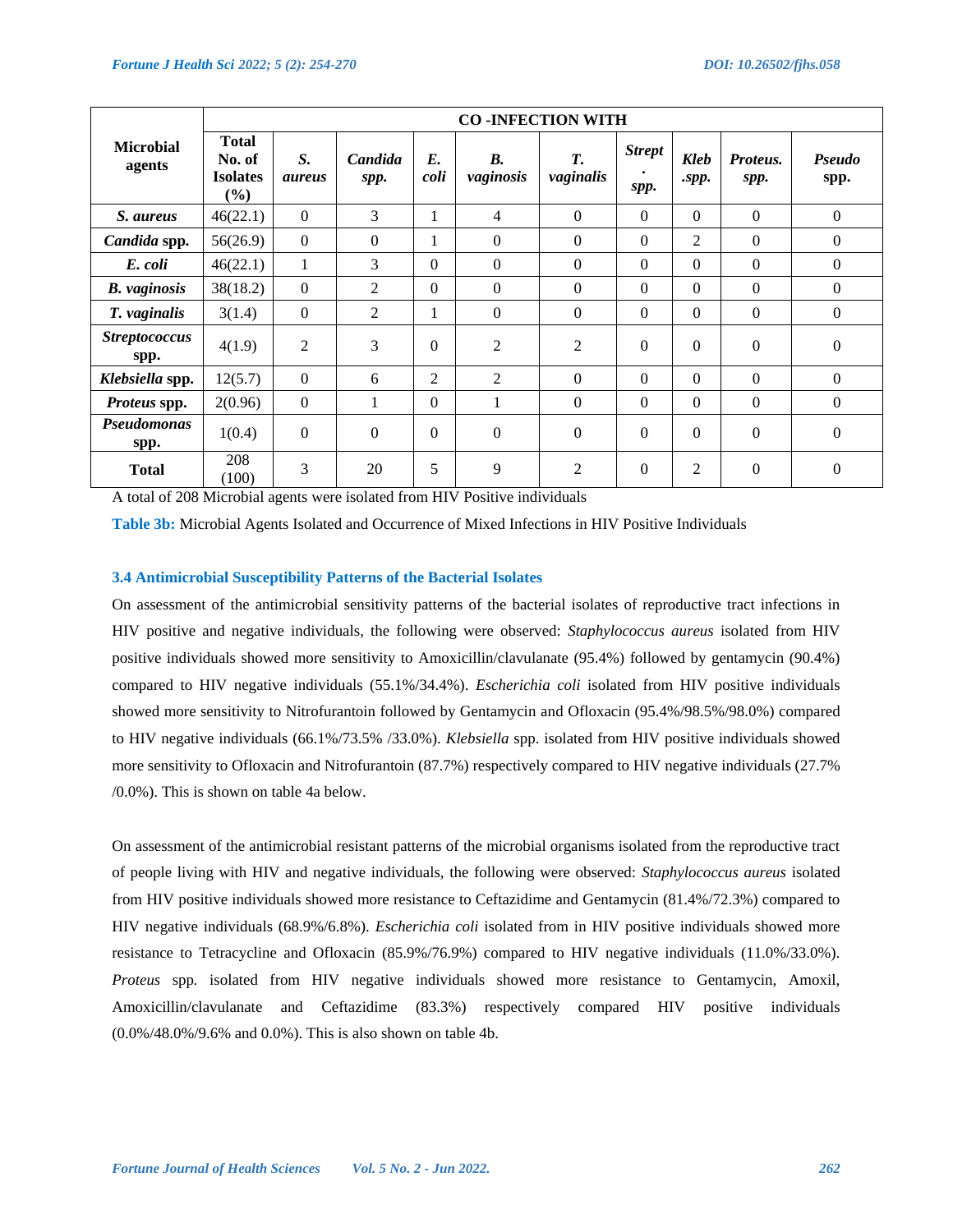| Microbial agents | Total No. of Isolates (%) | CO -INFECTION WITH | | | | | | | | |
|---|---|---|---|---|---|---|---|---|---|---|
| | | *S. aureus* | *Candida spp.* | *E. coli* | *B. vaginosis* | *T. vaginalis* | *Strept. spp.* | *Kleb .spp.* | *Proteus. spp.* | *Pseudo* spp. |
| ***S. aureus*** | 46(22.1) | 0 | 3 | 1 | 4 | 0 | 0 | 0 | 0 | 0 |
| ***Candida* spp.** | 56(26.9) | 0 | 0 | 1 | 0 | 0 | 0 | 2 | 0 | 0 |
| ***E. coli*** | 46(22.1) | 1 | 3 | 0 | 0 | 0 | 0 | 0 | 0 | 0 |
| ***B. vaginosis*** | 38(18.2) | 0 | 2 | 0 | 0 | 0 | 0 | 0 | 0 | 0 |
| ***T. vaginalis*** | 3(1.4) | 0 | 2 | 1 | 0 | 0 | 0 | 0 | 0 | 0 |
| ***Streptococcus* spp.** | 4(1.9) | 2 | 3 | 0 | 2 | 2 | 0 | 0 | 0 | 0 |
| ***Klebsiella* spp.** | 12(5.7) | 0 | 6 | 2 | 2 | 0 | 0 | 0 | 0 | 0 |
| ***Proteus* spp.** | 2(0.96) | 0 | 1 | 0 | 1 | 0 | 0 | 0 | 0 | 0 |
| ***Pseudomonas* spp.** | 1(0.4) | 0 | 0 | 0 | 0 | 0 | 0 | 0 | 0 | 0 |
| **Total** | 208 (100) | 3 | 20 | 5 | 9 | 2 | 0 | 2 | 0 | 0 |

A total of 208 Microbial agents were isolated from HIV Positive individuals

**Table 3b:** Microbial Agents Isolated and Occurrence of Mixed Infections in HIV Positive Individuals

### 3.4 Antimicrobial Susceptibility Patterns of the Bacterial Isolates

On assessment of the antimicrobial sensitivity patterns of the bacterial isolates of reproductive tract infections in HIV positive and negative individuals, the following were observed: *Staphylococcus aureus* isolated from HIV positive individuals showed more sensitivity to Amoxicillin/clavulanate (95.4%) followed by gentamycin (90.4%) compared to HIV negative individuals (55.1%/34.4%). *Escherichia coli* isolated from HIV positive individuals showed more sensitivity to Nitrofurantoin followed by Gentamycin and Ofloxacin (95.4%/98.5%/98.0%) compared to HIV negative individuals (66.1%/73.5% /33.0%). *Klebsiella* spp. isolated from HIV positive individuals showed more sensitivity to Ofloxacin and Nitrofurantoin (87.7%) respectively compared to HIV negative individuals (27.7% /0.0%). This is shown on table 4a below.

On assessment of the antimicrobial resistant patterns of the microbial organisms isolated from the reproductive tract of people living with HIV and negative individuals, the following were observed: *Staphylococcus aureus* isolated from HIV positive individuals showed more resistance to Ceftazidime and Gentamycin (81.4%/72.3%) compared to HIV negative individuals (68.9%/6.8%). *Escherichia coli* isolated from in HIV positive individuals showed more resistance to Tetracycline and Ofloxacin (85.9%/76.9%) compared to HIV negative individuals (11.0%/33.0%). *Proteus* spp. isolated from HIV negative individuals showed more resistance to Gentamycin, Amoxil, Amoxicillin/clavulanate and Ceftazidime (83.3%) respectively compared HIV positive individuals (0.0%/48.0%/9.6% and 0.0%). This is also shown on table 4b.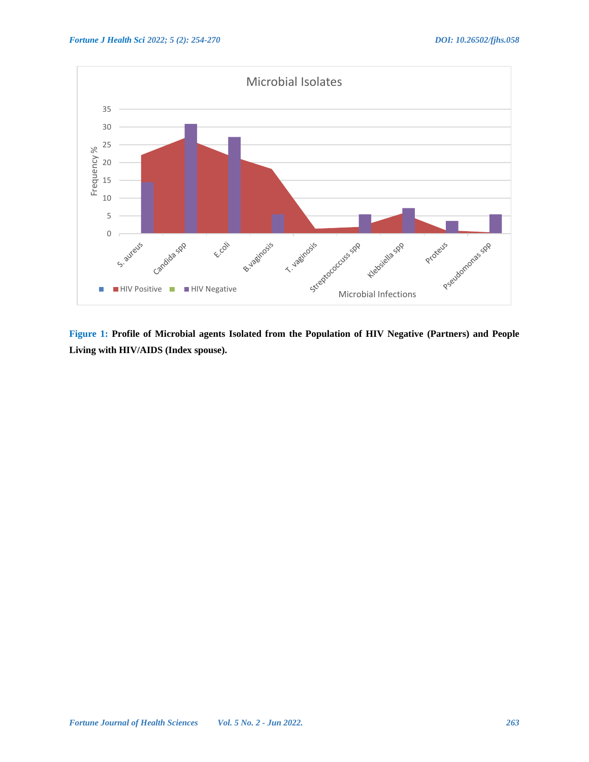**Figure 1:** **Profile of Microbial agents Isolated from the Population of HIV Negative (Partners) and People Living with HIV/AIDS (Index spouse).**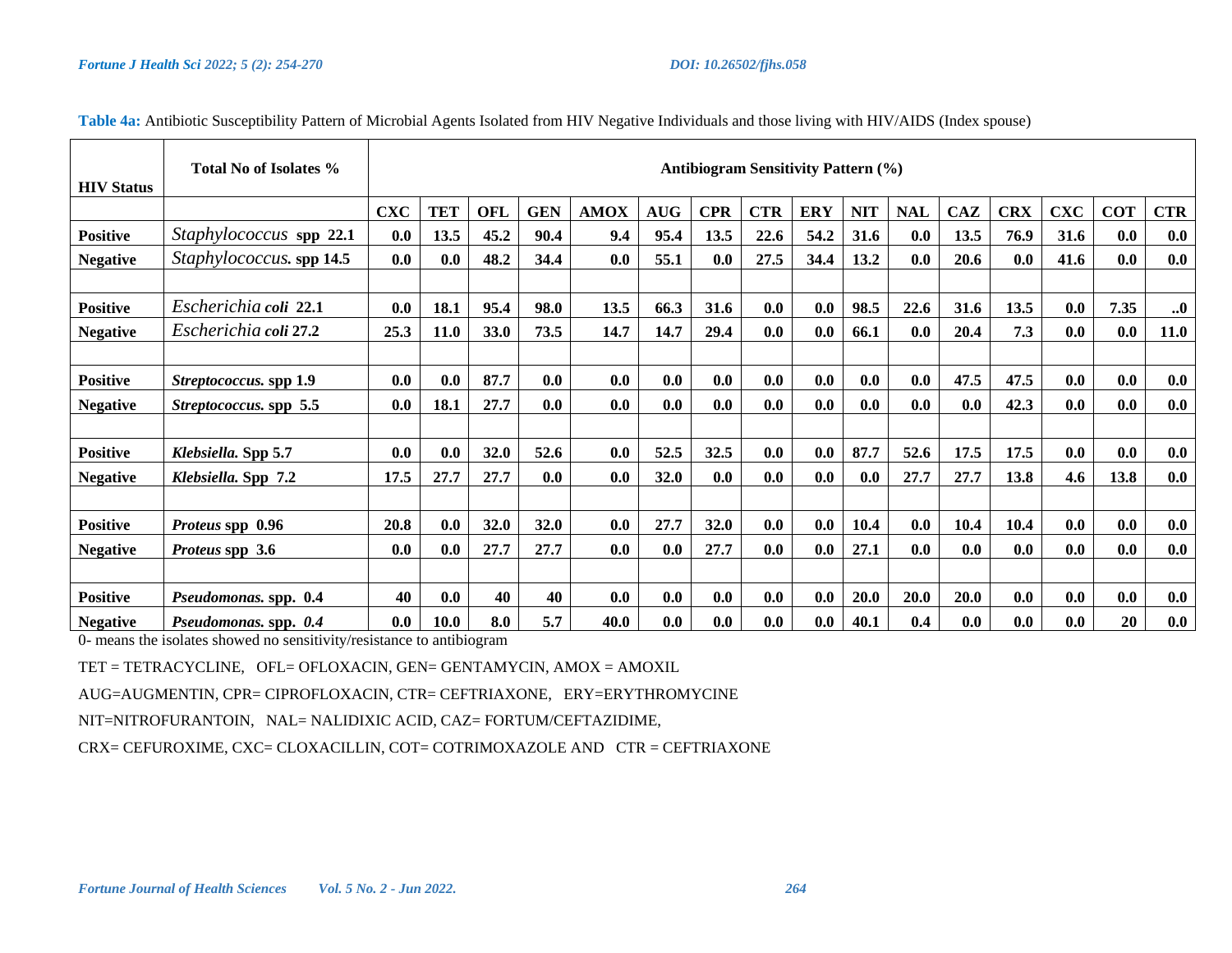**Table 4a:** Antibiotic Susceptibility Pattern of Microbial Agents Isolated from HIV Negative Individuals and those living with HIV/AIDS (Index spouse)

| HIV Status | Total No of Isolates % | Antibiogram Sensitivity Pattern (%) | | | | | | | | | | | | | | | |
|---|---|---|---|---|---|---|---|---|---|---|---|---|---|---|---|---|---|
| | | **CXC** | **TET** | **OFL** | **GEN** | **AMOX** | **AUG** | **CPR** | **CTR** | **ERY** | **NIT** | **NAL** | **CAZ** | **CRX** | **CXC** | **COT** | **CTR** |
| **Positive** | *Staphylococcus* **spp 22.1** | **0.0** | **13.5** | **45.2** | **90.4** | **9.4** | **95.4** | **13.5** | **22.6** | **54.2** | **31.6** | **0.0** | **13.5** | **76.9** | **31.6** | **0.0** | **0.0** |
| **Negative** | *Staphylococcus.* **spp 14.5** | **0.0** | **0.0** | **48.2** | **34.4** | **0.0** | **55.1** | **0.0** | **27.5** | **34.4** | **13.2** | **0.0** | **20.6** | **0.0** | **41.6** | **0.0** | **0.0** |
| | | | | | | | | | | | | | | | | | |
| **Positive** | *Escherichia* ***coli*** **22.1** | **0.0** | **18.1** | **95.4** | **98.0** | **13.5** | **66.3** | **31.6** | **0.0** | **0.0** | **98.5** | **22.6** | **31.6** | **13.5** | **0.0** | **7.35** | **..0** |
| **Negative** | *Escherichia* ***coli*** **27.2** | **25.3** | **11.0** | **33.0** | **73.5** | **14.7** | **14.7** | **29.4** | **0.0** | **0.0** | **66.1** | **0.0** | **20.4** | **7.3** | **0.0** | **0.0** | **11.0** |
| | | | | | | | | | | | | | | | | | |
| **Positive** | ***Streptococcus.*** **spp 1.9** | **0.0** | **0.0** | **87.7** | **0.0** | **0.0** | **0.0** | **0.0** | **0.0** | **0.0** | **0.0** | **0.0** | **47.5** | **47.5** | **0.0** | **0.0** | **0.0** |
| **Negative** | ***Streptococcus.*** **spp 5.5** | **0.0** | **18.1** | **27.7** | **0.0** | **0.0** | **0.0** | **0.0** | **0.0** | **0.0** | **0.0** | **0.0** | **0.0** | **42.3** | **0.0** | **0.0** | **0.0** |
| | | | | | | | | | | | | | | | | | |
| **Positive** | ***Klebsiella.*** **Spp 5.7** | **0.0** | **0.0** | **32.0** | **52.6** | **0.0** | **52.5** | **32.5** | **0.0** | **0.0** | **87.7** | **52.6** | **17.5** | **17.5** | **0.0** | **0.0** | **0.0** |
| **Negative** | ***Klebsiella.*** **Spp 7.2** | **17.5** | **27.7** | **27.7** | **0.0** | **0.0** | **32.0** | **0.0** | **0.0** | **0.0** | **0.0** | **27.7** | **27.7** | **13.8** | **4.6** | **13.8** | **0.0** |
| | | | | | | | | | | | | | | | | | |
| **Positive** | ***Proteus*** **spp 0.96** | **20.8** | **0.0** | **32.0** | **32.0** | **0.0** | **27.7** | **32.0** | **0.0** | **0.0** | **10.4** | **0.0** | **10.4** | **10.4** | **0.0** | **0.0** | **0.0** |
| **Negative** | ***Proteus*** **spp 3.6** | **0.0** | **0.0** | **27.7** | **27.7** | **0.0** | **0.0** | **27.7** | **0.0** | **0.0** | **27.1** | **0.0** | **0.0** | **0.0** | **0.0** | **0.0** | **0.0** |
| | | | | | | | | | | | | | | | | | |
| **Positive** | ***Pseudomonas.*** **spp. 0.4** | **40** | **0.0** | **40** | **40** | **0.0** | **0.0** | **0.0** | **0.0** | **0.0** | **20.0** | **20.0** | **20.0** | **0.0** | **0.0** | **0.0** | **0.0** |
| **Negative** | ***Pseudomonas.*** **spp. *0.4*** | **0.0** | **10.0** | **8.0** | **5.7** | **40.0** | **0.0** | **0.0** | **0.0** | **0.0** | **40.1** | **0.4** | **0.0** | **0.0** | **0.0** | **20** | **0.0** |

0- means the isolates showed no sensitivity/resistance to antibiogram

TET = TETRACYCLINE, OFL= OFLOXACIN, GEN= GENTAMYCIN, AMOX = AMOXIL

AUG=AUGMENTIN, CPR= CIPROFLOXACIN, CTR= CEFTRIAXONE, ERY=ERYTHROMYCINE

NIT=NITROFURANTOIN, NAL= NALIDIXIC ACID, CAZ= FORTUM/CEFTAZIDIME,

CRX= CEFUROXIME, CXC= CLOXACILLIN, COT= COTRIMOXAZOLE AND CTR = CEFTRIAXONE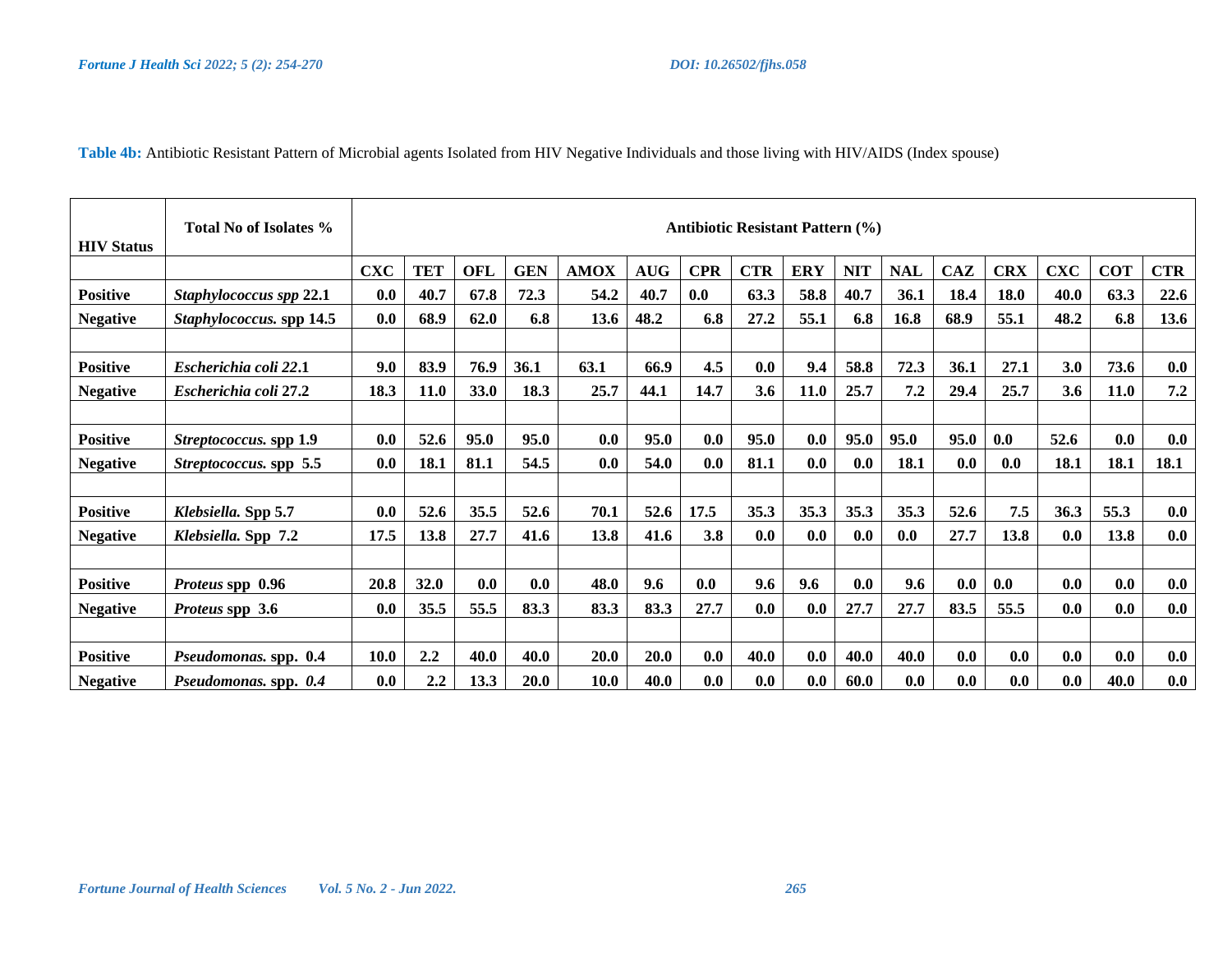**Table 4b:** Antibiotic Resistant Pattern of Microbial agents Isolated from HIV Negative Individuals and those living with HIV/AIDS (Index spouse)

| HIV Status | Total No of Isolates % | Antibiotic Resistant Pattern (%) | | | | | | | | | | | | | | | |
|---|---|---|---|---|---|---|---|---|---|---|---|---|---|---|---|---|---|
| | | CXC | TET | OFL | GEN | AMOX | AUG | CPR | CTR | ERY | NIT | NAL | CAZ | CRX | CXC | COT | CTR |
| **Positive** | ***Staphylococcus spp* 22.1** | **0.0** | **40.7** | **67.8** | **72.3** | **54.2** | **40.7** | **0.0** | **63.3** | **58.8** | **40.7** | **36.1** | **18.4** | **18.0** | **40.0** | **63.3** | **22.6** |
| **Negative** | ***Staphylococcus.* spp 14.5** | **0.0** | **68.9** | **62.0** | **6.8** | **13.6** | **48.2** | **6.8** | **27.2** | **55.1** | **6.8** | **16.8** | **68.9** | **55.1** | **48.2** | **6.8** | **13.6** |
| | | | | | | | | | | | | | | | | | |
| **Positive** | ***Escherichia coli* 22.1** | **9.0** | **83.9** | **76.9** | **36.1** | **63.1** | **66.9** | **4.5** | **0.0** | **9.4** | **58.8** | **72.3** | **36.1** | **27.1** | **3.0** | **73.6** | **0.0** |
| **Negative** | ***Escherichia coli* 27.2** | **18.3** | **11.0** | **33.0** | **18.3** | **25.7** | **44.1** | **14.7** | **3.6** | **11.0** | **25.7** | **7.2** | **29.4** | **25.7** | **3.6** | **11.0** | **7.2** |
| | | | | | | | | | | | | | | | | | |
| **Positive** | ***Streptococcus.* spp 1.9** | **0.0** | **52.6** | **95.0** | **95.0** | **0.0** | **95.0** | **0.0** | **95.0** | **0.0** | **95.0** | **95.0** | **95.0** | **0.0** | **52.6** | **0.0** | **0.0** |
| **Negative** | ***Streptococcus.* spp 5.5** | **0.0** | **18.1** | **81.1** | **54.5** | **0.0** | **54.0** | **0.0** | **81.1** | **0.0** | **0.0** | **18.1** | **0.0** | **0.0** | **18.1** | **18.1** | **18.1** |
| | | | | | | | | | | | | | | | | | |
| **Positive** | ***Klebsiella.* Spp 5.7** | **0.0** | **52.6** | **35.5** | **52.6** | **70.1** | **52.6** | **17.5** | **35.3** | **35.3** | **35.3** | **35.3** | **52.6** | **7.5** | **36.3** | **55.3** | **0.0** |
| **Negative** | ***Klebsiella.* Spp 7.2** | **17.5** | **13.8** | **27.7** | **41.6** | **13.8** | **41.6** | **3.8** | **0.0** | **0.0** | **0.0** | **0.0** | **27.7** | **13.8** | **0.0** | **13.8** | **0.0** |
| | | | | | | | | | | | | | | | | | |
| **Positive** | ***Proteus* spp 0.96** | **20.8** | **32.0** | **0.0** | **0.0** | **48.0** | **9.6** | **0.0** | **9.6** | **9.6** | **0.0** | **9.6** | **0.0** | **0.0** | **0.0** | **0.0** | **0.0** |
| **Negative** | ***Proteus* spp 3.6** | **0.0** | **35.5** | **55.5** | **83.3** | **83.3** | **83.3** | **27.7** | **0.0** | **0.0** | **27.7** | **27.7** | **83.5** | **55.5** | **0.0** | **0.0** | **0.0** |
| | | | | | | | | | | | | | | | | | |
| **Positive** | ***Pseudomonas.* spp. 0.4** | **10.0** | **2.2** | **40.0** | **40.0** | **20.0** | **20.0** | **0.0** | **40.0** | **0.0** | **40.0** | **40.0** | **0.0** | **0.0** | **0.0** | **0.0** | **0.0** |
| **Negative** | ***Pseudomonas.* spp. *0.4*** | **0.0** | **2.2** | **13.3** | **20.0** | **10.0** | **40.0** | **0.0** | **0.0** | **0.0** | **60.0** | **0.0** | **0.0** | **0.0** | **0.0** | **40.0** | **0.0** |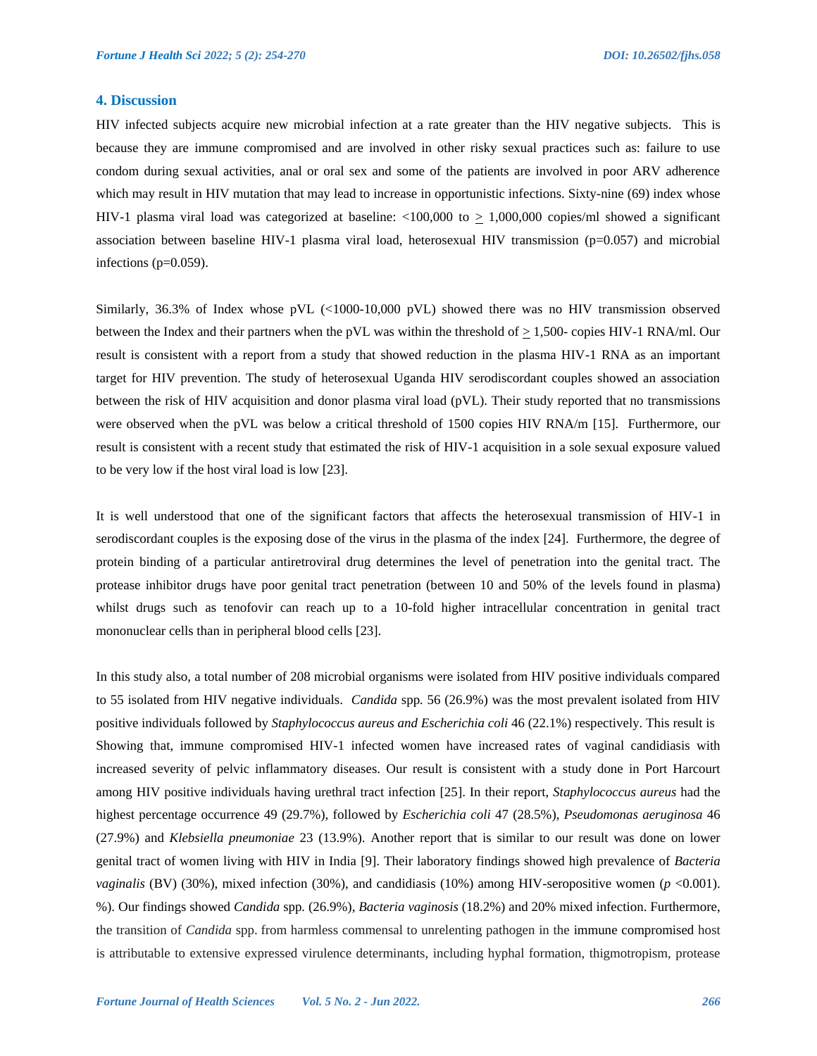## 4. Discussion

HIV infected subjects acquire new microbial infection at a rate greater than the HIV negative subjects. This is because they are immune compromised and are involved in other risky sexual practices such as: failure to use condom during sexual activities, anal or oral sex and some of the patients are involved in poor ARV adherence which may result in HIV mutation that may lead to increase in opportunistic infections. Sixty-nine (69) index whose HIV-1 plasma viral load was categorized at baseline: <100,000 to ≥ 1,000,000 copies/ml showed a significant association between baseline HIV-1 plasma viral load, heterosexual HIV transmission (p=0.057) and microbial infections (p=0.059).

Similarly, 36.3% of Index whose pVL (<1000-10,000 pVL) showed there was no HIV transmission observed between the Index and their partners when the pVL was within the threshold of ≥ 1,500- copies HIV-1 RNA/ml. Our result is consistent with a report from a study that showed reduction in the plasma HIV-1 RNA as an important target for HIV prevention. The study of heterosexual Uganda HIV serodiscordant couples showed an association between the risk of HIV acquisition and donor plasma viral load (pVL). Their study reported that no transmissions were observed when the pVL was below a critical threshold of 1500 copies HIV RNA/m [15]. Furthermore, our result is consistent with a recent study that estimated the risk of HIV-1 acquisition in a sole sexual exposure valued to be very low if the host viral load is low [23].

It is well understood that one of the significant factors that affects the heterosexual transmission of HIV-1 in serodiscordant couples is the exposing dose of the virus in the plasma of the index [24]. Furthermore, the degree of protein binding of a particular antiretroviral drug determines the level of penetration into the genital tract. The protease inhibitor drugs have poor genital tract penetration (between 10 and 50% of the levels found in plasma) whilst drugs such as tenofovir can reach up to a 10-fold higher intracellular concentration in genital tract mononuclear cells than in peripheral blood cells [23].

In this study also, a total number of 208 microbial organisms were isolated from HIV positive individuals compared to 55 isolated from HIV negative individuals. *Candida* spp. 56 (26.9%) was the most prevalent isolated from HIV positive individuals followed by *Staphylococcus aureus and Escherichia coli* 46 (22.1%) respectively. This result is Showing that, immune compromised HIV-1 infected women have increased rates of vaginal candidiasis with increased severity of pelvic inflammatory diseases. Our result is consistent with a study done in Port Harcourt among HIV positive individuals having urethral tract infection [25]. In their report, *Staphylococcus aureus* had the highest percentage occurrence 49 (29.7%), followed by *Escherichia coli* 47 (28.5%), *Pseudomonas aeruginosa* 46 (27.9%) and *Klebsiella pneumoniae* 23 (13.9%). Another report that is similar to our result was done on lower genital tract of women living with HIV in India [9]. Their laboratory findings showed high prevalence of *Bacteria vaginalis* (BV) (30%), mixed infection (30%), and candidiasis (10%) among HIV-seropositive women ($p$ <0.001). %). Our findings showed *Candida* spp. (26.9%), *Bacteria vaginosis* (18.2%) and 20% mixed infection. Furthermore, the transition of *Candida* spp. from harmless commensal to unrelenting pathogen in the immune compromised host is attributable to extensive expressed virulence determinants, including hyphal formation, thigmotropism, protease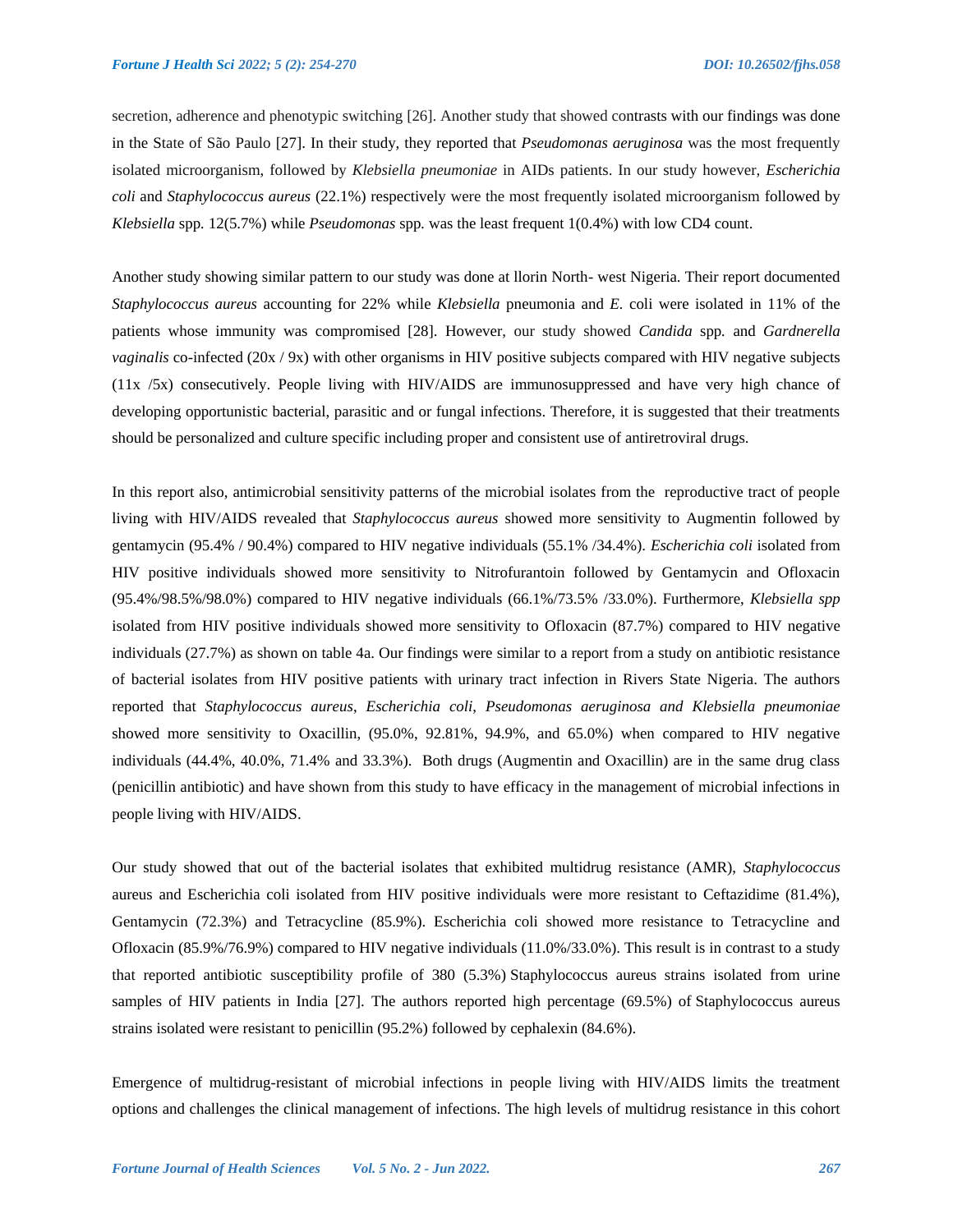secretion, adherence and phenotypic switching [26]. Another study that showed contrasts with our findings was done in the State of São Paulo [27]. In their study, they reported that *Pseudomonas aeruginosa* was the most frequently isolated microorganism, followed by *Klebsiella pneumoniae* in AIDs patients. In our study however, *Escherichia coli* and *Staphylococcus aureus* (22.1%) respectively were the most frequently isolated microorganism followed by *Klebsiella* spp. 12(5.7%) while *Pseudomonas* spp. was the least frequent 1(0.4%) with low CD4 count.

Another study showing similar pattern to our study was done at llorin North- west Nigeria. Their report documented *Staphylococcus aureus* accounting for 22% while *Klebsiella* pneumonia and *E.* coli were isolated in 11% of the patients whose immunity was compromised [28]. However, our study showed *Candida* spp. and *Gardnerella vaginalis* co-infected (20x / 9x) with other organisms in HIV positive subjects compared with HIV negative subjects (11x /5x) consecutively. People living with HIV/AIDS are immunosuppressed and have very high chance of developing opportunistic bacterial, parasitic and or fungal infections. Therefore, it is suggested that their treatments should be personalized and culture specific including proper and consistent use of antiretroviral drugs.

In this report also, antimicrobial sensitivity patterns of the microbial isolates from the reproductive tract of people living with HIV/AIDS revealed that *Staphylococcus aureus* showed more sensitivity to Augmentin followed by gentamycin (95.4% / 90.4%) compared to HIV negative individuals (55.1% /34.4%). *Escherichia coli* isolated from HIV positive individuals showed more sensitivity to Nitrofurantoin followed by Gentamycin and Ofloxacin (95.4%/98.5%/98.0%) compared to HIV negative individuals (66.1%/73.5% /33.0%). Furthermore, *Klebsiella spp* isolated from HIV positive individuals showed more sensitivity to Ofloxacin (87.7%) compared to HIV negative individuals (27.7%) as shown on table 4a. Our findings were similar to a report from a study on antibiotic resistance of bacterial isolates from HIV positive patients with urinary tract infection in Rivers State Nigeria. The authors reported that *Staphylococcus aureus*, *Escherichia coli*, *Pseudomonas aeruginosa and Klebsiella pneumoniae* showed more sensitivity to Oxacillin, (95.0%, 92.81%, 94.9%, and 65.0%) when compared to HIV negative individuals (44.4%, 40.0%, 71.4% and 33.3%). Both drugs (Augmentin and Oxacillin) are in the same drug class (penicillin antibiotic) and have shown from this study to have efficacy in the management of microbial infections in people living with HIV/AIDS.

Our study showed that out of the bacterial isolates that exhibited multidrug resistance (AMR), *Staphylococcus* aureus and Escherichia coli isolated from HIV positive individuals were more resistant to Ceftazidime (81.4%), Gentamycin (72.3%) and Tetracycline (85.9%). Escherichia coli showed more resistance to Tetracycline and Ofloxacin (85.9%/76.9%) compared to HIV negative individuals (11.0%/33.0%). This result is in contrast to a study that reported antibiotic susceptibility profile of 380 (5.3%) Staphylococcus aureus strains isolated from urine samples of HIV patients in India [27]. The authors reported high percentage (69.5%) of Staphylococcus aureus strains isolated were resistant to penicillin (95.2%) followed by cephalexin (84.6%).

Emergence of multidrug-resistant of microbial infections in people living with HIV/AIDS limits the treatment options and challenges the clinical management of infections. The high levels of multidrug resistance in this cohort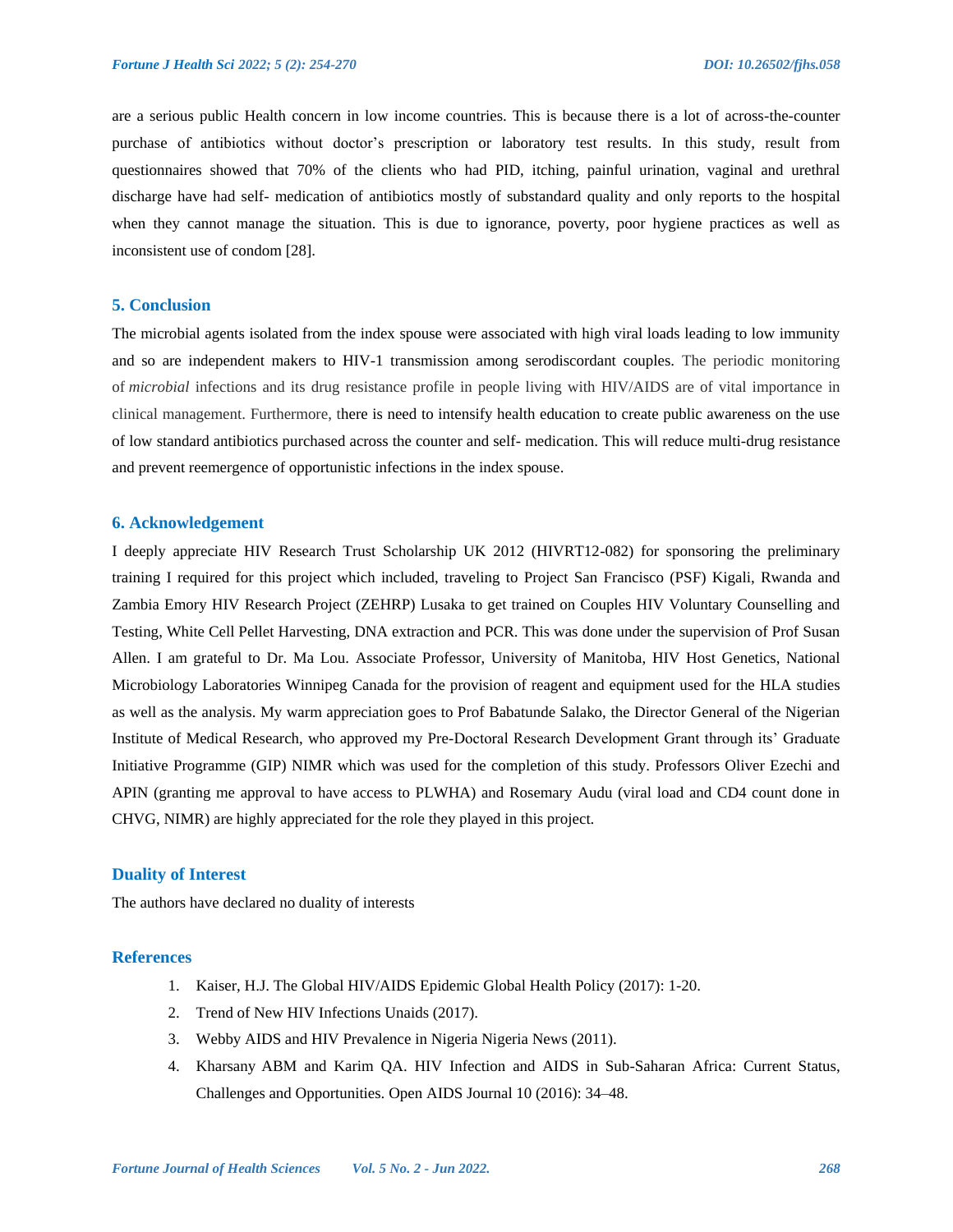are a serious public Health concern in low income countries. This is because there is a lot of across-the-counter purchase of antibiotics without doctor's prescription or laboratory test results. In this study, result from questionnaires showed that 70% of the clients who had PID, itching, painful urination, vaginal and urethral discharge have had self- medication of antibiotics mostly of substandard quality and only reports to the hospital when they cannot manage the situation. This is due to ignorance, poverty, poor hygiene practices as well as inconsistent use of condom [28].

## 5. Conclusion

The microbial agents isolated from the index spouse were associated with high viral loads leading to low immunity and so are independent makers to HIV-1 transmission among serodiscordant couples. The periodic monitoring of *microbial* infections and its drug resistance profile in people living with HIV/AIDS are of vital importance in clinical management. Furthermore, there is need to intensify health education to create public awareness on the use of low standard antibiotics purchased across the counter and self- medication. This will reduce multi-drug resistance and prevent reemergence of opportunistic infections in the index spouse.

## 6. Acknowledgement

I deeply appreciate HIV Research Trust Scholarship UK 2012 (HIVRT12-082) for sponsoring the preliminary training I required for this project which included, traveling to Project San Francisco (PSF) Kigali, Rwanda and Zambia Emory HIV Research Project (ZEHRP) Lusaka to get trained on Couples HIV Voluntary Counselling and Testing, White Cell Pellet Harvesting, DNA extraction and PCR. This was done under the supervision of Prof Susan Allen. I am grateful to Dr. Ma Lou. Associate Professor, University of Manitoba, HIV Host Genetics, National Microbiology Laboratories Winnipeg Canada for the provision of reagent and equipment used for the HLA studies as well as the analysis. My warm appreciation goes to Prof Babatunde Salako, the Director General of the Nigerian Institute of Medical Research, who approved my Pre-Doctoral Research Development Grant through its' Graduate Initiative Programme (GIP) NIMR which was used for the completion of this study. Professors Oliver Ezechi and APIN (granting me approval to have access to PLWHA) and Rosemary Audu (viral load and CD4 count done in CHVG, NIMR) are highly appreciated for the role they played in this project.

## Duality of Interest

The authors have declared no duality of interests

## References

1. Kaiser, H.J. The Global HIV/AIDS Epidemic Global Health Policy (2017): 1-20.
2. Trend of New HIV Infections Unaids (2017).
3. Webby AIDS and HIV Prevalence in Nigeria Nigeria News (2011).
4. Kharsany ABM and Karim QA. HIV Infection and AIDS in Sub-Saharan Africa: Current Status, Challenges and Opportunities. Open AIDS Journal 10 (2016): 34–48.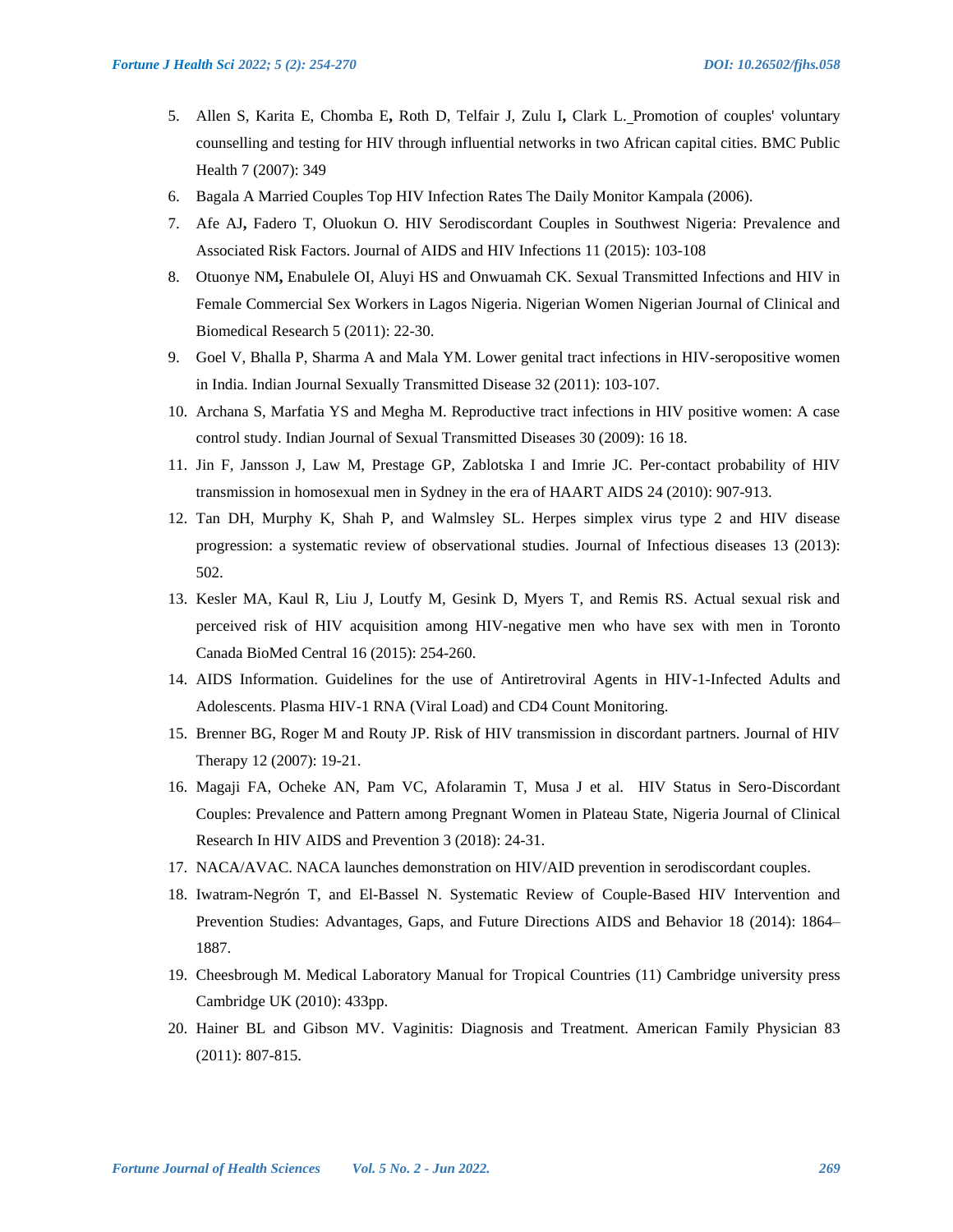5. Allen S, Karita E, Chomba E, Roth D, Telfair J, Zulu I, Clark L. Promotion of couples' voluntary counselling and testing for HIV through influential networks in two African capital cities. BMC Public Health 7 (2007): 349
6. Bagala A Married Couples Top HIV Infection Rates The Daily Monitor Kampala (2006).
7. Afe AJ, Fadero T, Oluokun O. HIV Serodiscordant Couples in Southwest Nigeria: Prevalence and Associated Risk Factors. Journal of AIDS and HIV Infections 11 (2015): 103-108
8. Otuonye NM, Enabulele OI, Aluyi HS and Onwuamah CK. Sexual Transmitted Infections and HIV in Female Commercial Sex Workers in Lagos Nigeria. Nigerian Women Nigerian Journal of Clinical and Biomedical Research 5 (2011): 22-30.
9. Goel V, Bhalla P, Sharma A and Mala YM. Lower genital tract infections in HIV-seropositive women in India. Indian Journal Sexually Transmitted Disease 32 (2011): 103-107.
10. Archana S, Marfatia YS and Megha M. Reproductive tract infections in HIV positive women: A case control study. Indian Journal of Sexual Transmitted Diseases 30 (2009): 16 18.
11. Jin F, Jansson J, Law M, Prestage GP, Zablotska I and Imrie JC. Per-contact probability of HIV transmission in homosexual men in Sydney in the era of HAART AIDS 24 (2010): 907-913.
12. Tan DH, Murphy K, Shah P, and Walmsley SL. Herpes simplex virus type 2 and HIV disease progression: a systematic review of observational studies. Journal of Infectious diseases 13 (2013): 502.
13. Kesler MA, Kaul R, Liu J, Loutfy M, Gesink D, Myers T, and Remis RS. Actual sexual risk and perceived risk of HIV acquisition among HIV-negative men who have sex with men in Toronto Canada BioMed Central 16 (2015): 254-260.
14. AIDS Information. Guidelines for the use of Antiretroviral Agents in HIV-1-Infected Adults and Adolescents. Plasma HIV-1 RNA (Viral Load) and CD4 Count Monitoring.
15. Brenner BG, Roger M and Routy JP. Risk of HIV transmission in discordant partners. Journal of HIV Therapy 12 (2007): 19-21.
16. Magaji FA, Ocheke AN, Pam VC, Afolaramin T, Musa J et al. HIV Status in Sero-Discordant Couples: Prevalence and Pattern among Pregnant Women in Plateau State, Nigeria Journal of Clinical Research In HIV AIDS and Prevention 3 (2018): 24-31.
17. NACA/AVAC. NACA launches demonstration on HIV/AID prevention in serodiscordant couples.
18. Iwatram-Negrón T, and El-Bassel N. Systematic Review of Couple-Based HIV Intervention and Prevention Studies: Advantages, Gaps, and Future Directions AIDS and Behavior 18 (2014): 1864–1887.
19. Cheesbrough M. Medical Laboratory Manual for Tropical Countries (11) Cambridge university press Cambridge UK (2010): 433pp.
20. Hainer BL and Gibson MV. Vaginitis: Diagnosis and Treatment. American Family Physician 83 (2011): 807-815.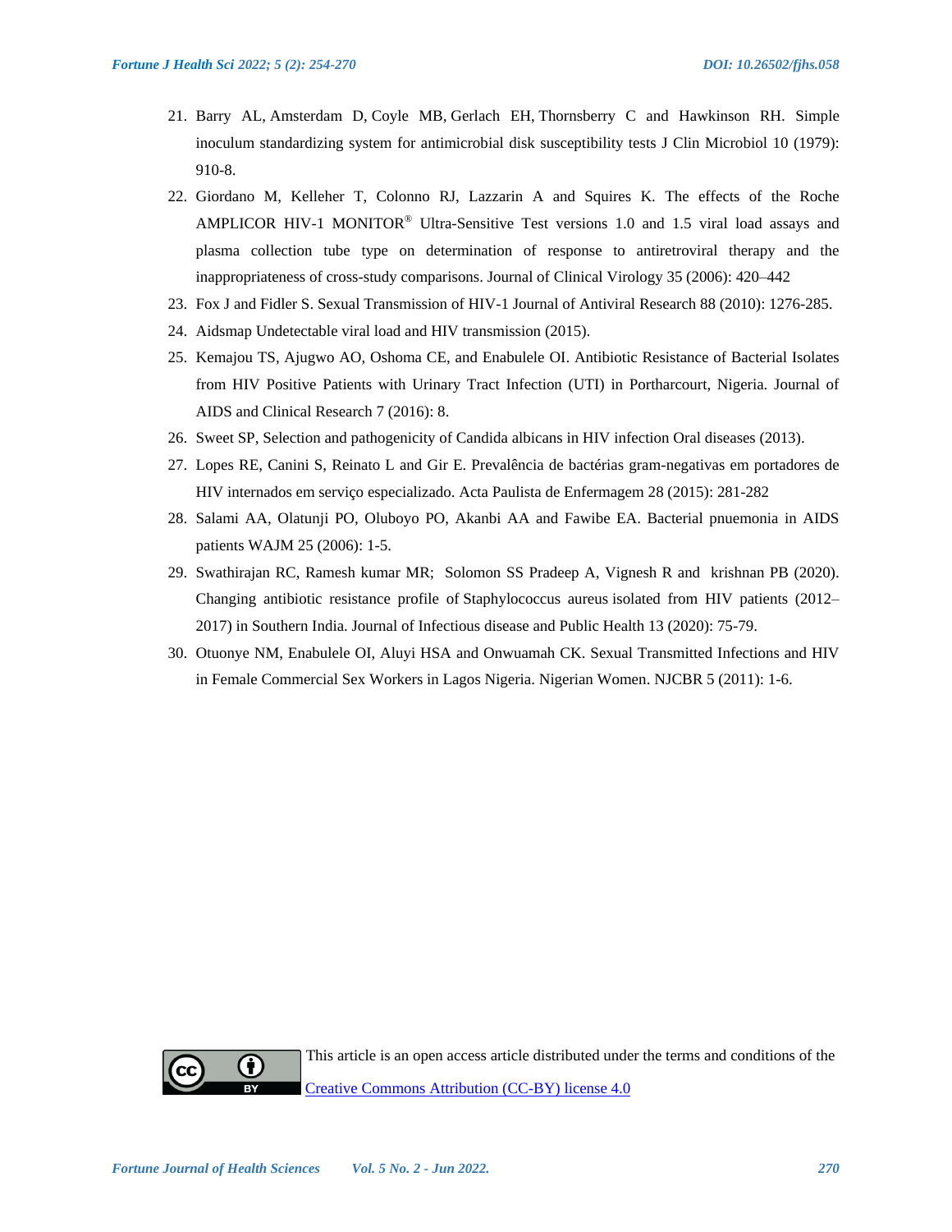21. Barry AL, Amsterdam D, Coyle MB, Gerlach EH, Thornsberry C and Hawkinson RH. Simple inoculum standardizing system for antimicrobial disk susceptibility tests J Clin Microbiol 10 (1979): 910-8.
22. Giordano M, Kelleher T, Colonno RJ, Lazzarin A and Squires K. The effects of the Roche AMPLICOR HIV-1 MONITOR® Ultra-Sensitive Test versions 1.0 and 1.5 viral load assays and plasma collection tube type on determination of response to antiretroviral therapy and the inappropriateness of cross-study comparisons. Journal of Clinical Virology 35 (2006): 420–442
23. Fox J and Fidler S. Sexual Transmission of HIV-1 Journal of Antiviral Research 88 (2010): 1276-285.
24. Aidsmap Undetectable viral load and HIV transmission (2015).
25. Kemajou TS, Ajugwo AO, Oshoma CE, and Enabulele OI. Antibiotic Resistance of Bacterial Isolates from HIV Positive Patients with Urinary Tract Infection (UTI) in Portharcourt, Nigeria. Journal of AIDS and Clinical Research 7 (2016): 8.
26. Sweet SP, Selection and pathogenicity of Candida albicans in HIV infection Oral diseases (2013).
27. Lopes RE, Canini S, Reinato L and Gir E. Prevalência de bactérias gram-negativas em portadores de HIV internados em serviço especializado. Acta Paulista de Enfermagem 28 (2015): 281-282
28. Salami AA, Olatunji PO, Oluboyo PO, Akanbi AA and Fawibe EA. Bacterial pnuemonia in AIDS patients WAJM 25 (2006): 1-5.
29. Swathirajan RC, Ramesh kumar MR; Solomon SS Pradeep A, Vignesh R and krishnan PB (2020). Changing antibiotic resistance profile of Staphylococcus aureus isolated from HIV patients (2012–2017) in Southern India. Journal of Infectious disease and Public Health 13 (2020): 75-79.
30. Otuonye NM, Enabulele OI, Aluyi HSA and Onwuamah CK. Sexual Transmitted Infections and HIV in Female Commercial Sex Workers in Lagos Nigeria. Nigerian Women. NJCBR 5 (2011): 1-6.

This article is an open access article distributed under the terms and conditions of the Creative Commons Attribution (CC-BY) license 4.0